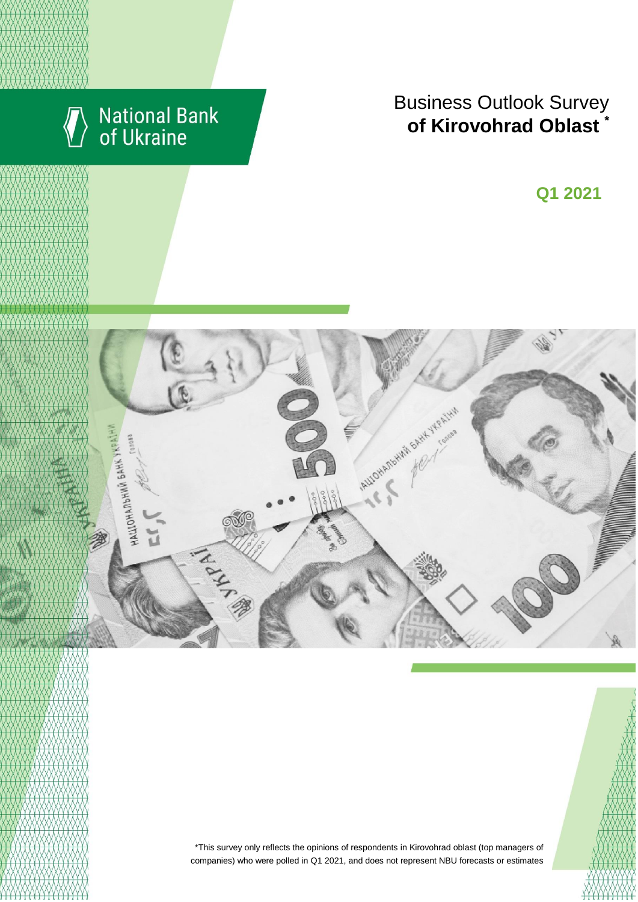National Bank of Ukraine

# Business Outlook Survey of Kirovohrad Oblast *

## Q1 2021

*This survey only reflects the opinions of respondents in Kirovohrad oblast (top managers of companies) who were polled in Q1 2021, and does not represent NBU forecasts or estimates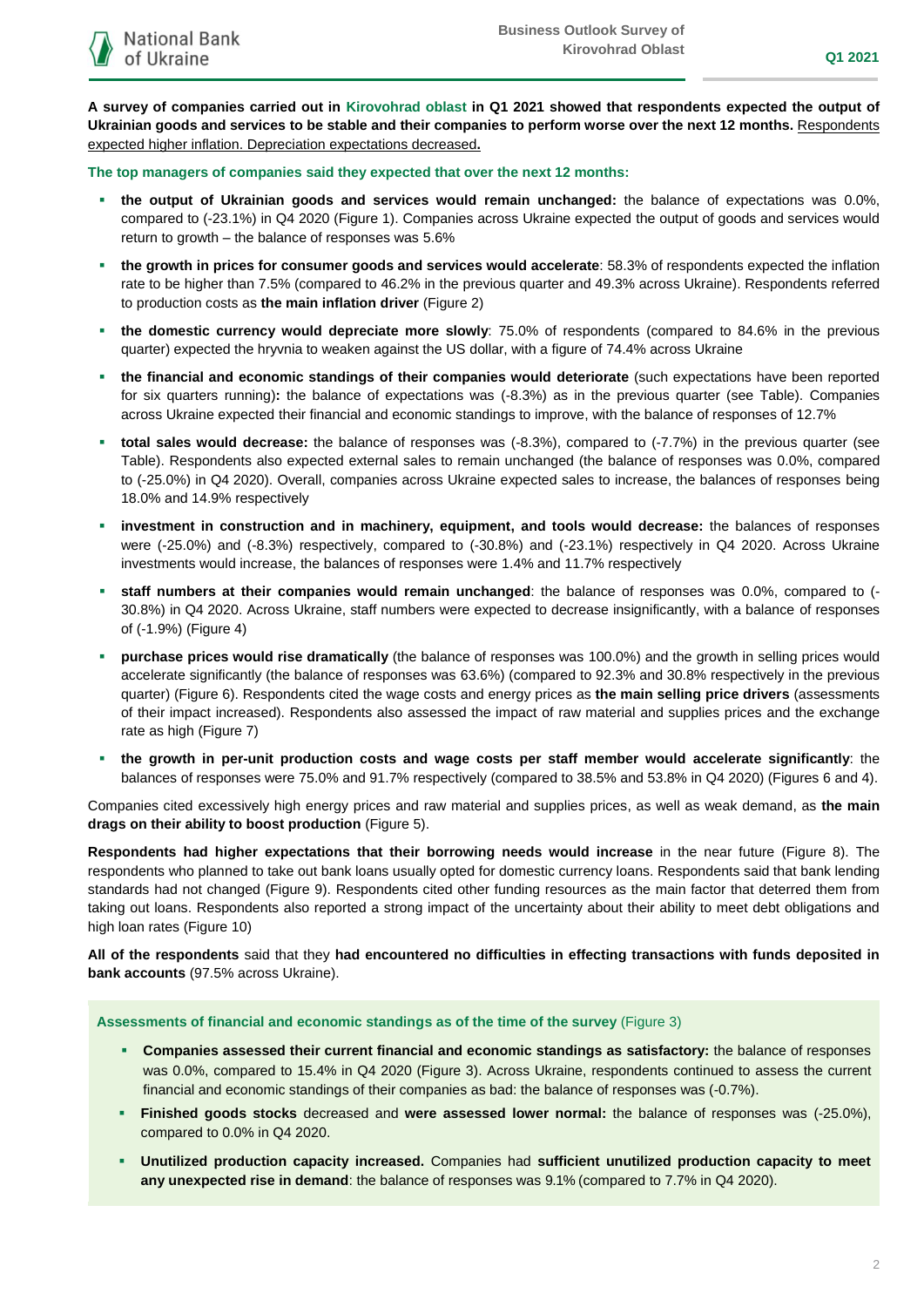**A survey of companies carried out in Kirovohrad oblast in Q1 2021 showed that respondents expected the output of Ukrainian goods and services to be stable and their companies to perform worse over the next 12 months.** Respondents expected higher inflation. Depreciation expectations decreased**.**

**The top managers of companies said they expected that over the next 12 months:**

- **the output of Ukrainian goods and services would remain unchanged:** the balance of expectations was 0.0%, compared to (-23.1%) in Q4 2020 (Figure 1). Companies across Ukraine expected the output of goods and services would return to growth – the balance of responses was 5.6%
- **the growth in prices for consumer goods and services would accelerate**: 58.3% of respondents expected the inflation rate to be higher than 7.5% (compared to 46.2% in the previous quarter and 49.3% across Ukraine). Respondents referred to production costs as **the main inflation driver** (Figure 2)
- **the domestic currency would depreciate more slowly**: 75.0% of respondents (compared to 84.6% in the previous quarter) expected the hryvnia to weaken against the US dollar, with a figure of 74.4% across Ukraine
- **the financial and economic standings of their companies would deteriorate** (such expectations have been reported for six quarters running)**:** the balance of expectations was (-8.3%) as in the previous quarter (see Table). Companies across Ukraine expected their financial and economic standings to improve, with the balance of responses of 12.7%
- **total sales would decrease:** the balance of responses was (-8.3%), compared to (-7.7%) in the previous quarter (see Table). Respondents also expected external sales to remain unchanged (the balance of responses was 0.0%, compared to (-25.0%) in Q4 2020). Overall, companies across Ukraine expected sales to increase, the balances of responses being 18.0% and 14.9% respectively
- **investment in construction and in machinery, equipment, and tools would decrease:** the balances of responses were (-25.0%) and (-8.3%) respectively, compared to (-30.8%) and (-23.1%) respectively in Q4 2020. Across Ukraine investments would increase, the balances of responses were 1.4% and 11.7% respectively
- **staff numbers at their companies would remain unchanged**: the balance of responses was 0.0%, compared to (-30.8%) in Q4 2020. Across Ukraine, staff numbers were expected to decrease insignificantly, with a balance of responses of (-1.9%) (Figure 4)
- **purchase prices would rise dramatically** (the balance of responses was 100.0%) and the growth in selling prices would accelerate significantly (the balance of responses was 63.6%) (compared to 92.3% and 30.8% respectively in the previous quarter) (Figure 6). Respondents cited the wage costs and energy prices as **the main selling price drivers** (assessments of their impact increased). Respondents also assessed the impact of raw material and supplies prices and the exchange rate as high (Figure 7)
- **the growth in per-unit production costs and wage costs per staff member would accelerate significantly**: the balances of responses were 75.0% and 91.7% respectively (compared to 38.5% and 53.8% in Q4 2020) (Figures 6 and 4).

Companies cited excessively high energy prices and raw material and supplies prices, as well as weak demand, as **the main drags on their ability to boost production** (Figure 5).

**Respondents had higher expectations that their borrowing needs would increase** in the near future (Figure 8). The respondents who planned to take out bank loans usually opted for domestic currency loans. Respondents said that bank lending standards had not changed (Figure 9). Respondents cited other funding resources as the main factor that deterred them from taking out loans. Respondents also reported a strong impact of the uncertainty about their ability to meet debt obligations and high loan rates (Figure 10)

**All of the respondents** said that they **had encountered no difficulties in effecting transactions with funds deposited in bank accounts** (97.5% across Ukraine).

**Assessments of financial and economic standings as of the time of the survey** (Figure 3)

- **Companies assessed their current financial and economic standings as satisfactory:** the balance of responses was 0.0%, compared to 15.4% in Q4 2020 (Figure 3). Across Ukraine, respondents continued to assess the current financial and economic standings of their companies as bad: the balance of responses was (-0.7%).
- **Finished goods stocks** decreased and **were assessed lower normal:** the balance of responses was (-25.0%), compared to 0.0% in Q4 2020.
- **Unutilized production capacity increased.** Companies had **sufficient unutilized production capacity to meet any unexpected rise in demand**: the balance of responses was 9.1% (compared to 7.7% in Q4 2020).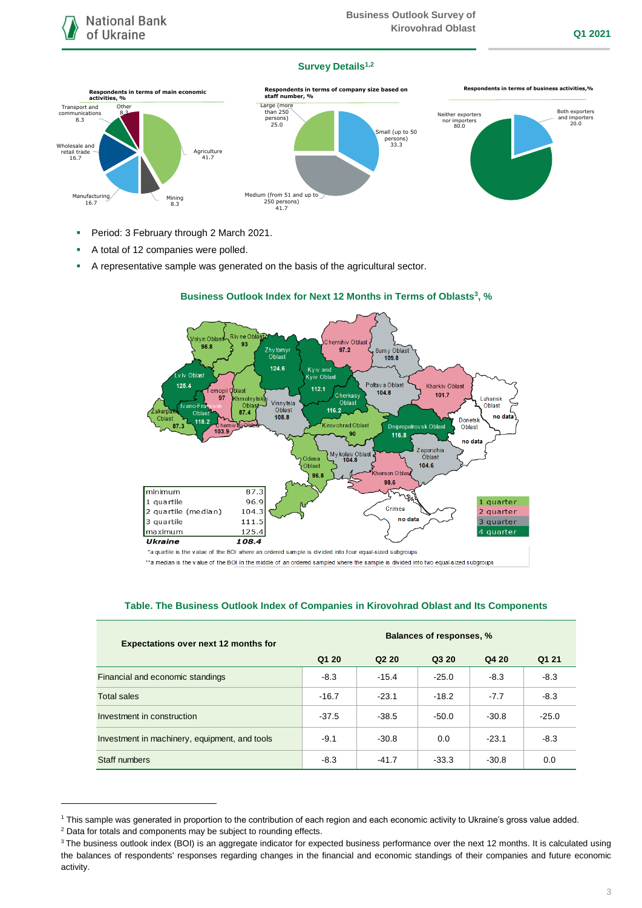## Survey Details[1,2]

**Respondents in terms of main economic activities, %**

- Agriculture 41.7
- Mining 8.3
- Manufacturing 16.7
- Wholesale and retail trade 16.7
- Transport and communications 8.3
- Other 8.3

**Respondents in terms of company size based on staff number, %**

- Small (up to 50 persons) 33.3
- Medium (from 51 and up to 250 persons) 41.7
- Large (more than 250 persons) 25.0

**Respondents in terms of business activities,%**

- Both exporters and importers 20.0
- Neither exporters nor importers 80.0

- Period: 3 February through 2 March 2021.
- A total of 12 companies were polled.
- A representative sample was generated on the basis of the agricultural sector.

## Business Outlook Index for Next 12 Months in Terms of Oblasts[3], %

| Oblast | BOI |
|---|---|
| Volyn Oblast | 96.8 |
| Rivne Oblast | 93 |
| Zhytomyr Oblast | 124.6 |
| Chernihiv Oblast | 97.2 |
| Sumy Oblast | 109.8 |
| Kyiv and Kyiv Oblast | 112.1 |
| Lviv Oblast | 125.4 |
| Ternopil Oblast | 97 |
| Khmelnytskyi Oblast | 87.4 |
| Vinnytsia Oblast | 108.8 |
| Cherkasy Oblast | 116.2 |
| Poltava Oblast | 104.8 |
| Kharkiv Oblast | 101.7 |
| Luhansk Oblast | no data |
| Zakarpattia Oblast | 87.3 |
| Ivano-Frankivsk Oblast | 118.2 |
| Chernivtsi Oblast | 103.9 |
| Kirovohrad Oblast | 90 |
| Dnipropetrovsk Oblast | 116.8 |
| Donetsk Oblast | no data |
| Odesa Oblast | 96.8 |
| Mykolaiv Oblast | 104.8 |
| Zaporizhia Oblast | 104.6 |
| Kherson Oblast | 98.6 |
| Crimea | no data |

| | |
|---|---|
| minimum | 87.3 |
| 1 quartile | 96.9 |
| 2 quartile (median) | 104.3 |
| 3 quartile | 111.5 |
| maximum | 125.4 |
| ***Ukraine*** | ***108.4*** |

Legend: 1 quarter, 2 quarter, 3 quarter, 4 quarter

*a quartile is the value of the BOI where an ordered sample is divided into four equal-sized subgroups

**a median is the value of the BOI in the middle of an ordered sampled where the sample is divided into two equal-sized subgroups

## Table. The Business Outlook Index of Companies in Kirovohrad Oblast and Its Components

| Expectations over next 12 months for | Balances of responses, % | | | | |
|---|---|---|---|---|---|
| | Q1 20 | Q2 20 | Q3 20 | Q4 20 | Q1 21 |
| Financial and economic standings | -8.3 | -15.4 | -25.0 | -8.3 | -8.3 |
| Total sales | -16.7 | -23.1 | -18.2 | -7.7 | -8.3 |
| Investment in construction | -37.5 | -38.5 | -50.0 | -30.8 | -25.0 |
| Investment in machinery, equipment, and tools | -9.1 | -30.8 | 0.0 | -23.1 | -8.3 |
| Staff numbers | -8.3 | -41.7 | -33.3 | -30.8 | 0.0 |

---

[1] This sample was generated in proportion to the contribution of each region and each economic activity to Ukraine's gross value added.

[2] Data for totals and components may be subject to rounding effects.

[3] The business outlook index (BOI) is an aggregate indicator for expected business performance over the next 12 months. It is calculated using the balances of respondents' responses regarding changes in the financial and economic standings of their companies and future economic activity.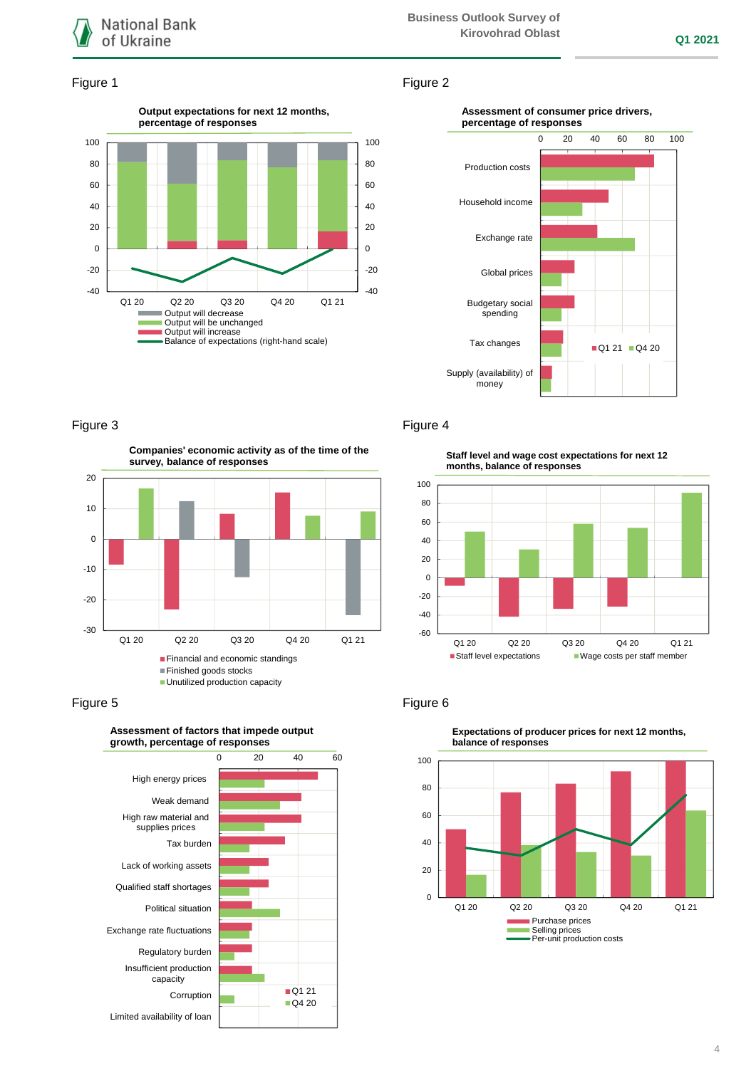Figure 1

**Output expectations for next 12 months, percentage of responses**

- Output will decrease
- Output will be unchanged
- Output will increase
- Balance of expectations (right-hand scale)

Figure 2

**Assessment of consumer price drivers, percentage of responses**

Production costs, Household income, Exchange rate, Global prices, Budgetary social spending, Tax changes, Supply (availability) of money

Q1 21 / Q4 20

Figure 3

**Companies' economic activity as of the time of the survey, balance of responses**

- Financial and economic standings
- Finished goods stocks
- Unutilized production capacity

Figure 4

**Staff level and wage cost expectations for next 12 months, balance of responses**

- Staff level expectations
- Wage costs per staff member

Figure 5

**Assessment of factors that impede output growth, percentage of responses**

High energy prices, Weak demand, High raw material and supplies prices, Tax burden, Lack of working assets, Qualified staff shortages, Political situation, Exchange rate fluctuations, Regulatory burden, Insufficient production capacity, Corruption, Limited availability of loan

Q1 21 / Q4 20

Figure 6

**Expectations of producer prices for next 12 months, balance of responses**

- Purchase prices
- Selling prices
- Per-unit production costs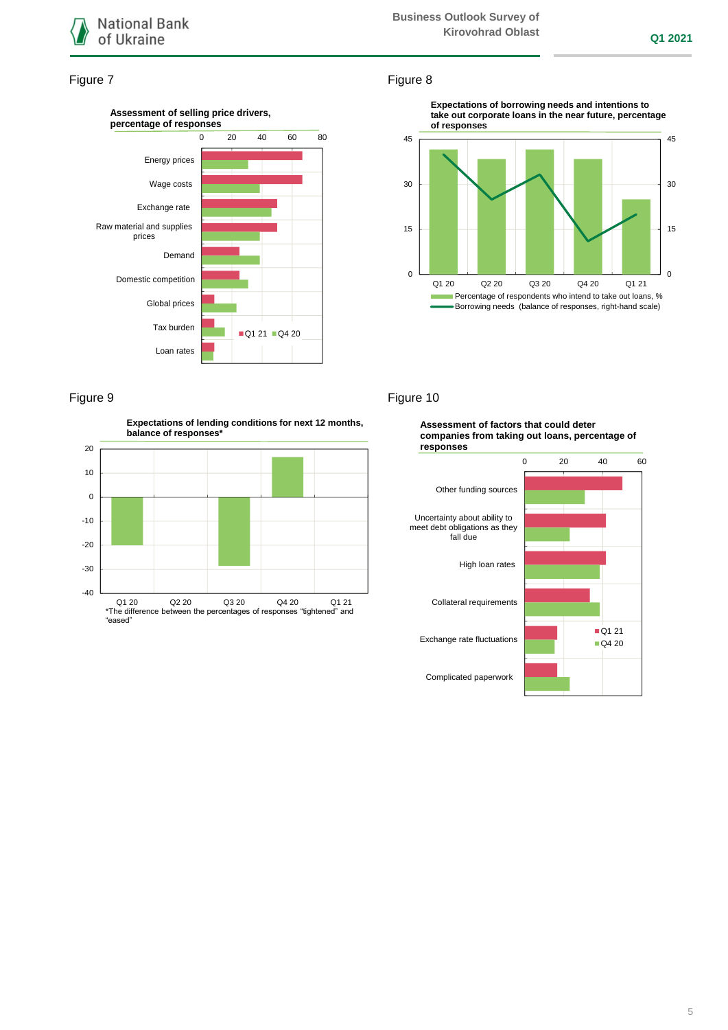Figure 7

**Assessment of selling price drivers, percentage of responses**

0 20 40 60 80

Energy prices

Wage costs

Exchange rate

Raw material and supplies prices

Demand

Domestic competition

Global prices

Tax burden

Loan rates

Q1 21 Q4 20

Figure 8

**Expectations of borrowing needs and intentions to take out corporate loans in the near future, percentage of responses**

45 30 15 0

Q1 20 Q2 20 Q3 20 Q4 20 Q1 21

Percentage of respondents who intend to take out loans, %

Borrowing needs (balance of responses, right-hand scale)

Figure 9

**Expectations of lending conditions for next 12 months, balance of responses***

20 10 0 -10 -20 -30 -40

Q1 20 Q2 20 Q3 20 Q4 20 Q1 21

*The difference between the percentages of responses "tightened" and "eased"

Figure 10

**Assessment of factors that could deter companies from taking out loans, percentage of responses**

0 20 40 60

Other funding sources

Uncertainty about ability to meet debt obligations as they fall due

High loan rates

Collateral requirements

Exchange rate fluctuations

Complicated paperwork

Q1 21 Q4 20